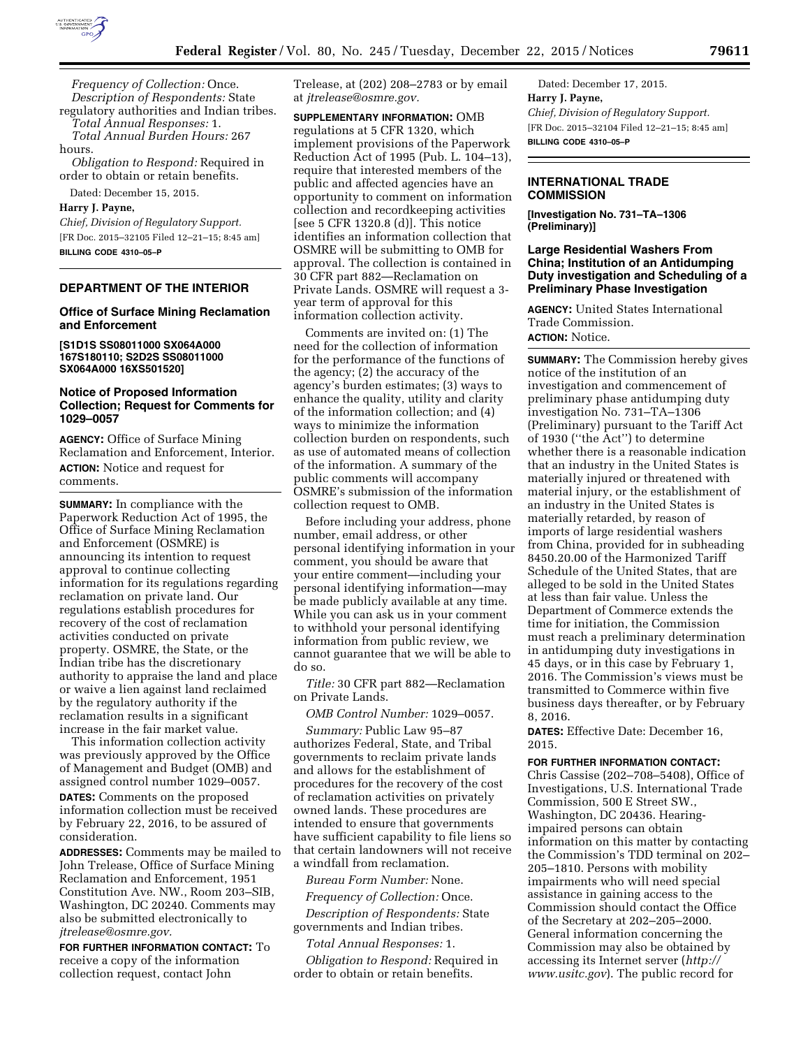*Frequency of Collection:* Once.

*Description of Respondents:* State regulatory authorities and Indian tribes.

*Total Annual Responses:* 1.

*Total Annual Burden Hours:* 267 hours.

*Obligation to Respond:* Required in order to obtain or retain benefits.

Dated: December 15, 2015.

**Harry J. Payne,**

*Chief, Division of Regulatory Support.*

[FR Doc. 2015–32105 Filed 12–21–15; 8:45 am]

**BILLING CODE 4310–05–P**

---

## DEPARTMENT OF THE INTERIOR

### Office of Surface Mining Reclamation and Enforcement

**[S1D1S SS08011000 SX064A000 167S180110; S2D2S SS08011000 SX064A000 16XS501520]**

### Notice of Proposed Information Collection; Request for Comments for 1029–0057

**AGENCY:** Office of Surface Mining Reclamation and Enforcement, Interior.

**ACTION:** Notice and request for comments.

**SUMMARY:** In compliance with the Paperwork Reduction Act of 1995, the Office of Surface Mining Reclamation and Enforcement (OSMRE) is announcing its intention to request approval to continue collecting information for its regulations regarding reclamation on private land. Our regulations establish procedures for recovery of the cost of reclamation activities conducted on private property. OSMRE, the State, or the Indian tribe has the discretionary authority to appraise the land and place or waive a lien against land reclaimed by the regulatory authority if the reclamation results in a significant increase in the fair market value.

This information collection activity was previously approved by the Office of Management and Budget (OMB) and assigned control number 1029–0057.

**DATES:** Comments on the proposed information collection must be received by February 22, 2016, to be assured of consideration.

**ADDRESSES:** Comments may be mailed to John Trelease, Office of Surface Mining Reclamation and Enforcement, 1951 Constitution Ave. NW., Room 203–SIB, Washington, DC 20240. Comments may also be submitted electronically to *jtrelease@osmre.gov.*

**FOR FURTHER INFORMATION CONTACT:** To receive a copy of the information collection request, contact John Trelease, at (202) 208–2783 or by email at *jtrelease@osmre.gov.*

**SUPPLEMENTARY INFORMATION:** OMB regulations at 5 CFR 1320, which implement provisions of the Paperwork Reduction Act of 1995 (Pub. L. 104–13), require that interested members of the public and affected agencies have an opportunity to comment on information collection and recordkeeping activities [see 5 CFR 1320.8 (d)]. This notice identifies an information collection that OSMRE will be submitting to OMB for approval. The collection is contained in 30 CFR part 882—Reclamation on Private Lands. OSMRE will request a 3-year term of approval for this information collection activity.

Comments are invited on: (1) The need for the collection of information for the performance of the functions of the agency; (2) the accuracy of the agency's burden estimates; (3) ways to enhance the quality, utility and clarity of the information collection; and (4) ways to minimize the information collection burden on respondents, such as use of automated means of collection of the information. A summary of the public comments will accompany OSMRE's submission of the information collection request to OMB.

Before including your address, phone number, email address, or other personal identifying information in your comment, you should be aware that your entire comment—including your personal identifying information—may be made publicly available at any time. While you can ask us in your comment to withhold your personal identifying information from public review, we cannot guarantee that we will be able to do so.

*Title:* 30 CFR part 882—Reclamation on Private Lands.

*OMB Control Number:* 1029–0057.

*Summary:* Public Law 95–87 authorizes Federal, State, and Tribal governments to reclaim private lands and allows for the establishment of procedures for the recovery of the cost of reclamation activities on privately owned lands. These procedures are intended to ensure that governments have sufficient capability to file liens so that certain landowners will not receive a windfall from reclamation.

*Bureau Form Number:* None.

*Frequency of Collection:* Once.

*Description of Respondents:* State governments and Indian tribes.

*Total Annual Responses:* 1.

*Obligation to Respond:* Required in order to obtain or retain benefits.

Dated: December 17, 2015.

**Harry J. Payne,**

*Chief, Division of Regulatory Support.*

[FR Doc. 2015–32104 Filed 12–21–15; 8:45 am]

**BILLING CODE 4310–05–P**

---

## INTERNATIONAL TRADE COMMISSION

**[Investigation No. 731–TA–1306 (Preliminary)]**

### Large Residential Washers From China; Institution of an Antidumping Duty investigation and Scheduling of a Preliminary Phase Investigation

**AGENCY:** United States International Trade Commission.

**ACTION:** Notice.

**SUMMARY:** The Commission hereby gives notice of the institution of an investigation and commencement of preliminary phase antidumping duty investigation No. 731–TA–1306 (Preliminary) pursuant to the Tariff Act of 1930 (''the Act'') to determine whether there is a reasonable indication that an industry in the United States is materially injured or threatened with material injury, or the establishment of an industry in the United States is materially retarded, by reason of imports of large residential washers from China, provided for in subheading 8450.20.00 of the Harmonized Tariff Schedule of the United States, that are alleged to be sold in the United States at less than fair value. Unless the Department of Commerce extends the time for initiation, the Commission must reach a preliminary determination in antidumping duty investigations in 45 days, or in this case by February 1, 2016. The Commission's views must be transmitted to Commerce within five business days thereafter, or by February 8, 2016.

**DATES:** Effective Date: December 16, 2015.

**FOR FURTHER INFORMATION CONTACT:** Chris Cassise (202–708–5408), Office of Investigations, U.S. International Trade Commission, 500 E Street SW., Washington, DC 20436. Hearing-impaired persons can obtain information on this matter by contacting the Commission's TDD terminal on 202–205–1810. Persons with mobility impairments who will need special assistance in gaining access to the Commission should contact the Office of the Secretary at 202–205–2000. General information concerning the Commission may also be obtained by accessing its Internet server (*http://www.usitc.gov*). The public record for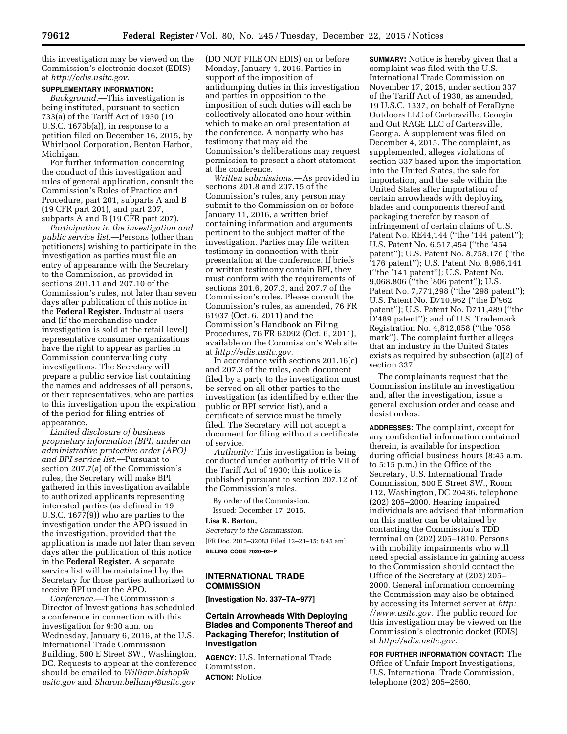this investigation may be viewed on the Commission's electronic docket (EDIS) at *http://edis.usitc.gov.*

**SUPPLEMENTARY INFORMATION:**

*Background.*—This investigation is being instituted, pursuant to section 733(a) of the Tariff Act of 1930 (19 U.S.C. 1673b(a)), in response to a petition filed on December 16, 2015, by Whirlpool Corporation, Benton Harbor, Michigan.

For further information concerning the conduct of this investigation and rules of general application, consult the Commission's Rules of Practice and Procedure, part 201, subparts A and B (19 CFR part 201), and part 207, subparts A and B (19 CFR part 207).

*Participation in the investigation and public service list.*—Persons (other than petitioners) wishing to participate in the investigation as parties must file an entry of appearance with the Secretary to the Commission, as provided in sections 201.11 and 207.10 of the Commission's rules, not later than seven days after publication of this notice in the **Federal Register.** Industrial users and (if the merchandise under investigation is sold at the retail level) representative consumer organizations have the right to appear as parties in Commission countervailing duty investigations. The Secretary will prepare a public service list containing the names and addresses of all persons, or their representatives, who are parties to this investigation upon the expiration of the period for filing entries of appearance.

*Limited disclosure of business proprietary information (BPI) under an administrative protective order (APO) and BPI service list.*—Pursuant to section 207.7(a) of the Commission's rules, the Secretary will make BPI gathered in this investigation available to authorized applicants representing interested parties (as defined in 19 U.S.C. 1677(9)) who are parties to the investigation under the APO issued in the investigation, provided that the application is made not later than seven days after the publication of this notice in the **Federal Register.** A separate service list will be maintained by the Secretary for those parties authorized to receive BPI under the APO.

*Conference.*—The Commission's Director of Investigations has scheduled a conference in connection with this investigation for 9:30 a.m. on Wednesday, January 6, 2016, at the U.S. International Trade Commission Building, 500 E Street SW., Washington, DC. Requests to appear at the conference should be emailed to *William.bishop@usitc.gov* and *Sharon.bellamy@usitc.gov* (DO NOT FILE ON EDIS) on or before Monday, January 4, 2016. Parties in support of the imposition of antidumping duties in this investigation and parties in opposition to the imposition of such duties will each be collectively allocated one hour within which to make an oral presentation at the conference. A nonparty who has testimony that may aid the Commission's deliberations may request permission to present a short statement at the conference.

*Written submissions.*—As provided in sections 201.8 and 207.15 of the Commission's rules, any person may submit to the Commission on or before January 11, 2016, a written brief containing information and arguments pertinent to the subject matter of the investigation. Parties may file written testimony in connection with their presentation at the conference. If briefs or written testimony contain BPI, they must conform with the requirements of sections 201.6, 207.3, and 207.7 of the Commission's rules. Please consult the Commission's rules, as amended, 76 FR 61937 (Oct. 6, 2011) and the Commission's Handbook on Filing Procedures, 76 FR 62092 (Oct. 6, 2011), available on the Commission's Web site at *http://edis.usitc.gov.*

In accordance with sections 201.16(c) and 207.3 of the rules, each document filed by a party to the investigation must be served on all other parties to the investigation (as identified by either the public or BPI service list), and a certificate of service must be timely filed. The Secretary will not accept a document for filing without a certificate of service.

*Authority:* This investigation is being conducted under authority of title VII of the Tariff Act of 1930; this notice is published pursuant to section 207.12 of the Commission's rules.

By order of the Commission.

Issued: December 17, 2015.

**Lisa R. Barton,**

*Secretary to the Commission.*

[FR Doc. 2015–32083 Filed 12–21–15; 8:45 am]

**BILLING CODE 7020–02–P**

## INTERNATIONAL TRADE COMMISSION

**[Investigation No. 337–TA–977]**

### Certain Arrowheads With Deploying Blades and Components Thereof and Packaging Therefor; Institution of Investigation

**AGENCY:** U.S. International Trade Commission.

**ACTION:** Notice.

**SUMMARY:** Notice is hereby given that a complaint was filed with the U.S. International Trade Commission on November 17, 2015, under section 337 of the Tariff Act of 1930, as amended, 19 U.S.C. 1337, on behalf of FeraDyne Outdoors LLC of Cartersville, Georgia and Out RAGE LLC of Cartersville, Georgia. A supplement was filed on December 4, 2015. The complaint, as supplemented, alleges violations of section 337 based upon the importation into the United States, the sale for importation, and the sale within the United States after importation of certain arrowheads with deploying blades and components thereof and packaging therefor by reason of infringement of certain claims of U.S. Patent No. RE44,144 (''the '144 patent''); U.S. Patent No. 6,517,454 (''the '454 patent''); U.S. Patent No. 8,758,176 (''the '176 patent''); U.S. Patent No. 8,986,141 (''the '141 patent''); U.S. Patent No. 9,068,806 (''the '806 patent''); U.S. Patent No. 7,771,298 (''the '298 patent''); U.S. Patent No. D710,962 (''the D'962 patent''); U.S. Patent No. D711,489 (''the D'489 patent''); and of U.S. Trademark Registration No. 4,812,058 (''the '058 mark''). The complaint further alleges that an industry in the United States exists as required by subsection (a)(2) of section 337.

The complainants request that the Commission institute an investigation and, after the investigation, issue a general exclusion order and cease and desist orders.

**ADDRESSES:** The complaint, except for any confidential information contained therein, is available for inspection during official business hours (8:45 a.m. to 5:15 p.m.) in the Office of the Secretary, U.S. International Trade Commission, 500 E Street SW., Room 112, Washington, DC 20436, telephone (202) 205–2000. Hearing impaired individuals are advised that information on this matter can be obtained by contacting the Commission's TDD terminal on (202) 205–1810. Persons with mobility impairments who will need special assistance in gaining access to the Commission should contact the Office of the Secretary at (202) 205–2000. General information concerning the Commission may also be obtained by accessing its Internet server at *http://www.usitc.gov.* The public record for this investigation may be viewed on the Commission's electronic docket (EDIS) at *http://edis.usitc.gov.*

**FOR FURTHER INFORMATION CONTACT:** The Office of Unfair Import Investigations, U.S. International Trade Commission, telephone (202) 205–2560.